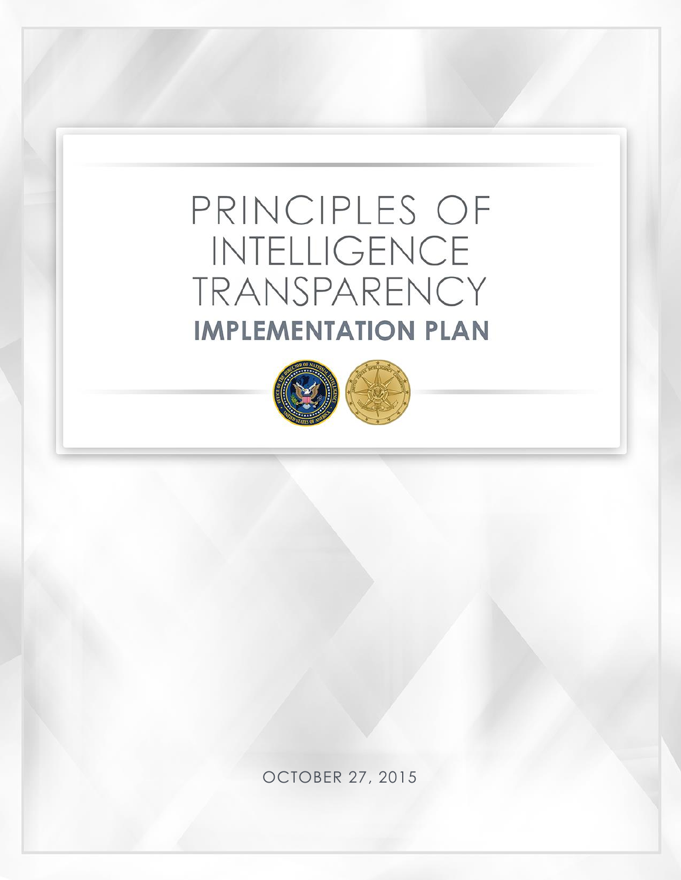# PRINCIPLES OF INTELLIGENCE TRANSPARENCY

## IMPLEMENTATION PLAN

OCTOBER 27, 2015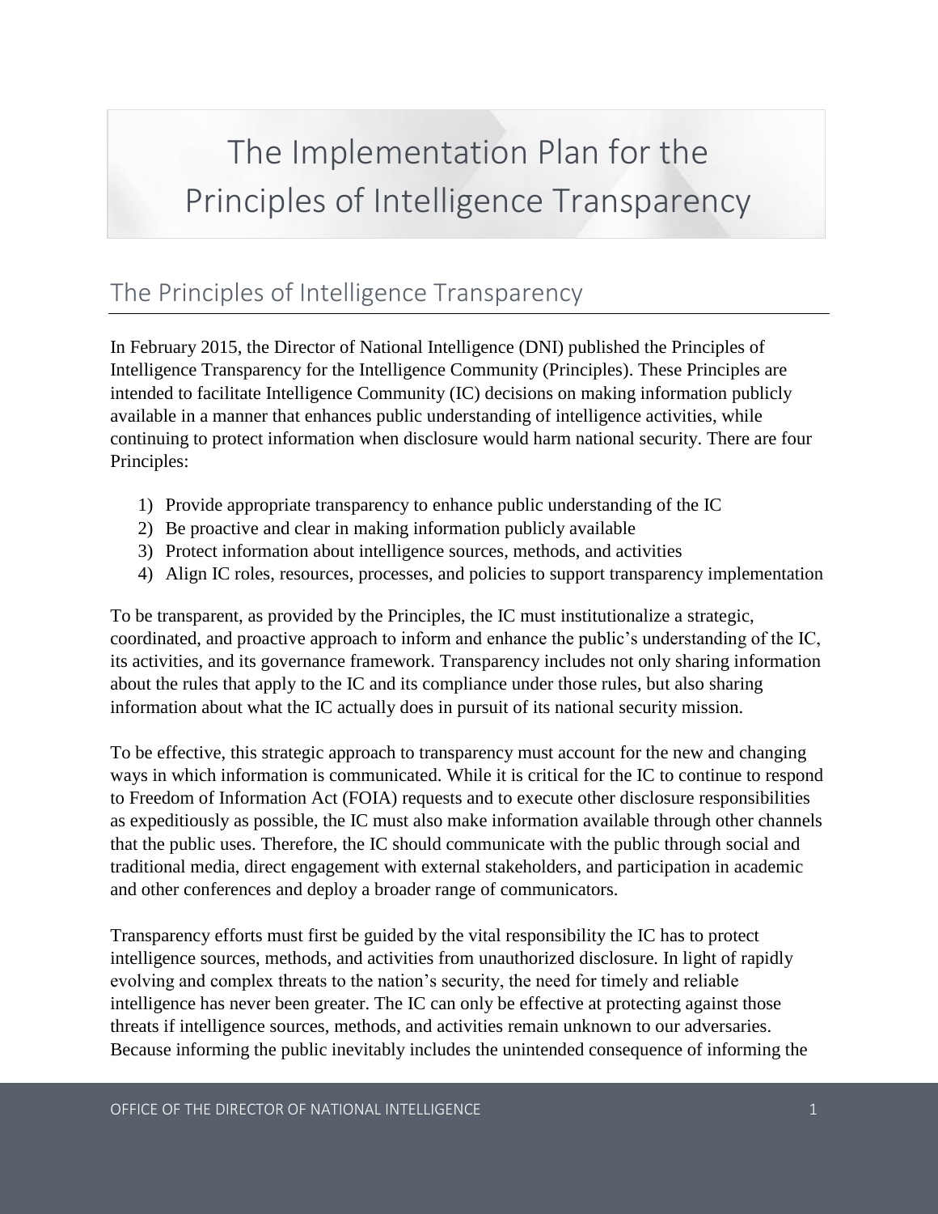# The Implementation Plan for the Principles of Intelligence Transparency

## The Principles of Intelligence Transparency

In February 2015, the Director of National Intelligence (DNI) published the Principles of Intelligence Transparency for the Intelligence Community (Principles). These Principles are intended to facilitate Intelligence Community (IC) decisions on making information publicly available in a manner that enhances public understanding of intelligence activities, while continuing to protect information when disclosure would harm national security. There are four Principles:

1) Provide appropriate transparency to enhance public understanding of the IC
2) Be proactive and clear in making information publicly available
3) Protect information about intelligence sources, methods, and activities
4) Align IC roles, resources, processes, and policies to support transparency implementation

To be transparent, as provided by the Principles, the IC must institutionalize a strategic, coordinated, and proactive approach to inform and enhance the public's understanding of the IC, its activities, and its governance framework. Transparency includes not only sharing information about the rules that apply to the IC and its compliance under those rules, but also sharing information about what the IC actually does in pursuit of its national security mission.

To be effective, this strategic approach to transparency must account for the new and changing ways in which information is communicated. While it is critical for the IC to continue to respond to Freedom of Information Act (FOIA) requests and to execute other disclosure responsibilities as expeditiously as possible, the IC must also make information available through other channels that the public uses. Therefore, the IC should communicate with the public through social and traditional media, direct engagement with external stakeholders, and participation in academic and other conferences and deploy a broader range of communicators.

Transparency efforts must first be guided by the vital responsibility the IC has to protect intelligence sources, methods, and activities from unauthorized disclosure. In light of rapidly evolving and complex threats to the nation's security, the need for timely and reliable intelligence has never been greater. The IC can only be effective at protecting against those threats if intelligence sources, methods, and activities remain unknown to our adversaries. Because informing the public inevitably includes the unintended consequence of informing the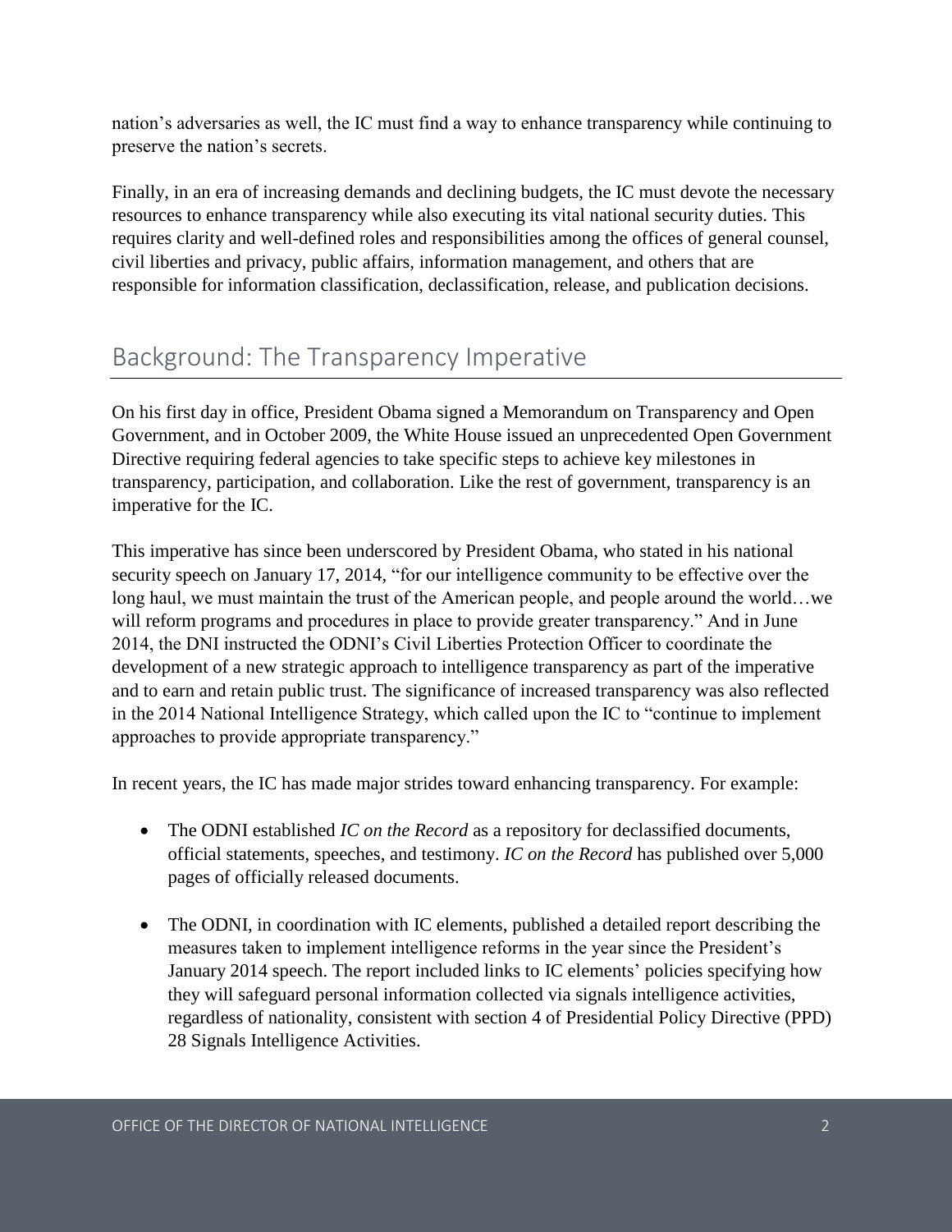nation's adversaries as well, the IC must find a way to enhance transparency while continuing to preserve the nation's secrets.

Finally, in an era of increasing demands and declining budgets, the IC must devote the necessary resources to enhance transparency while also executing its vital national security duties. This requires clarity and well-defined roles and responsibilities among the offices of general counsel, civil liberties and privacy, public affairs, information management, and others that are responsible for information classification, declassification, release, and publication decisions.

## Background: The Transparency Imperative

On his first day in office, President Obama signed a Memorandum on Transparency and Open Government, and in October 2009, the White House issued an unprecedented Open Government Directive requiring federal agencies to take specific steps to achieve key milestones in transparency, participation, and collaboration. Like the rest of government, transparency is an imperative for the IC.

This imperative has since been underscored by President Obama, who stated in his national security speech on January 17, 2014, "for our intelligence community to be effective over the long haul, we must maintain the trust of the American people, and people around the world…we will reform programs and procedures in place to provide greater transparency." And in June 2014, the DNI instructed the ODNI's Civil Liberties Protection Officer to coordinate the development of a new strategic approach to intelligence transparency as part of the imperative and to earn and retain public trust. The significance of increased transparency was also reflected in the 2014 National Intelligence Strategy, which called upon the IC to "continue to implement approaches to provide appropriate transparency."

In recent years, the IC has made major strides toward enhancing transparency. For example:

- The ODNI established *IC on the Record* as a repository for declassified documents, official statements, speeches, and testimony. *IC on the Record* has published over 5,000 pages of officially released documents.

- The ODNI, in coordination with IC elements, published a detailed report describing the measures taken to implement intelligence reforms in the year since the President's January 2014 speech. The report included links to IC elements' policies specifying how they will safeguard personal information collected via signals intelligence activities, regardless of nationality, consistent with section 4 of Presidential Policy Directive (PPD) 28 Signals Intelligence Activities.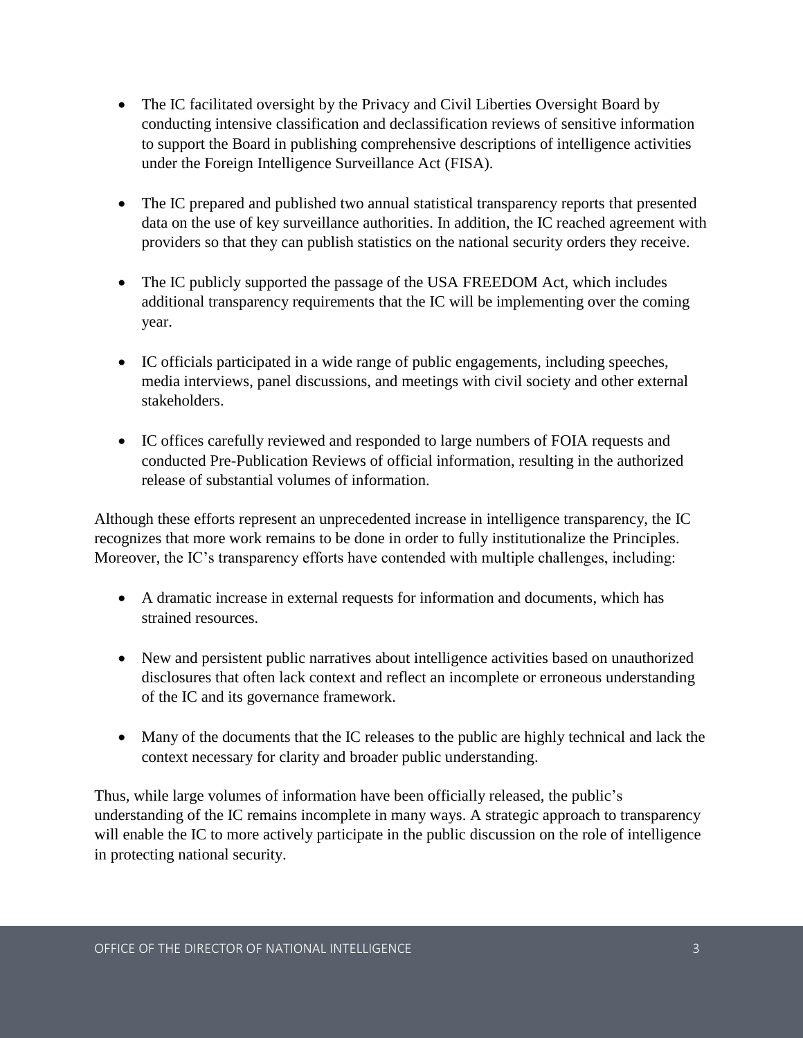- The IC facilitated oversight by the Privacy and Civil Liberties Oversight Board by conducting intensive classification and declassification reviews of sensitive information to support the Board in publishing comprehensive descriptions of intelligence activities under the Foreign Intelligence Surveillance Act (FISA).

- The IC prepared and published two annual statistical transparency reports that presented data on the use of key surveillance authorities. In addition, the IC reached agreement with providers so that they can publish statistics on the national security orders they receive.

- The IC publicly supported the passage of the USA FREEDOM Act, which includes additional transparency requirements that the IC will be implementing over the coming year.

- IC officials participated in a wide range of public engagements, including speeches, media interviews, panel discussions, and meetings with civil society and other external stakeholders.

- IC offices carefully reviewed and responded to large numbers of FOIA requests and conducted Pre-Publication Reviews of official information, resulting in the authorized release of substantial volumes of information.

Although these efforts represent an unprecedented increase in intelligence transparency, the IC recognizes that more work remains to be done in order to fully institutionalize the Principles. Moreover, the IC's transparency efforts have contended with multiple challenges, including:

- A dramatic increase in external requests for information and documents, which has strained resources.

- New and persistent public narratives about intelligence activities based on unauthorized disclosures that often lack context and reflect an incomplete or erroneous understanding of the IC and its governance framework.

- Many of the documents that the IC releases to the public are highly technical and lack the context necessary for clarity and broader public understanding.

Thus, while large volumes of information have been officially released, the public's understanding of the IC remains incomplete in many ways. A strategic approach to transparency will enable the IC to more actively participate in the public discussion on the role of intelligence in protecting national security.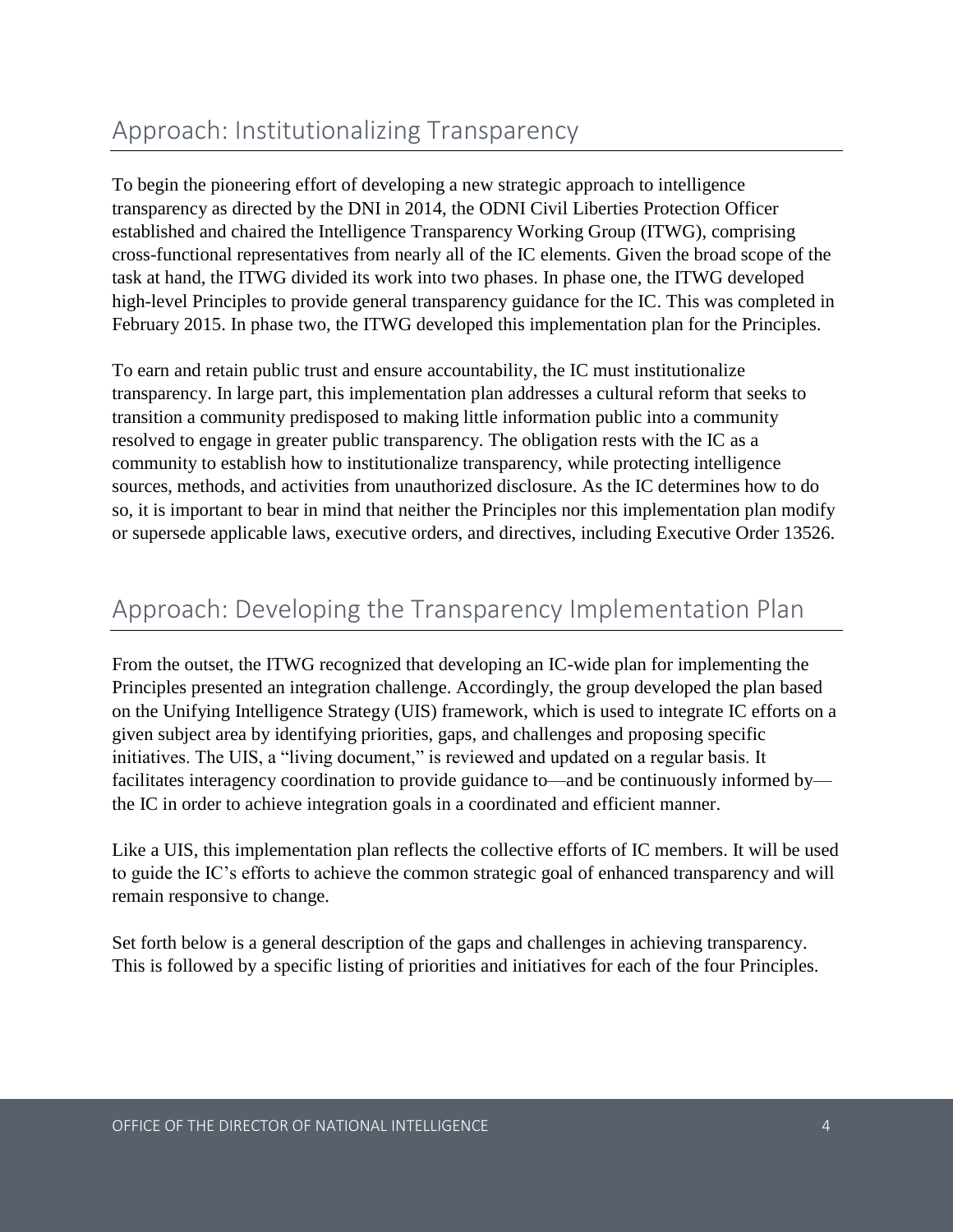## Approach: Institutionalizing Transparency

To begin the pioneering effort of developing a new strategic approach to intelligence transparency as directed by the DNI in 2014, the ODNI Civil Liberties Protection Officer established and chaired the Intelligence Transparency Working Group (ITWG), comprising cross-functional representatives from nearly all of the IC elements. Given the broad scope of the task at hand, the ITWG divided its work into two phases. In phase one, the ITWG developed high-level Principles to provide general transparency guidance for the IC. This was completed in February 2015. In phase two, the ITWG developed this implementation plan for the Principles.

To earn and retain public trust and ensure accountability, the IC must institutionalize transparency. In large part, this implementation plan addresses a cultural reform that seeks to transition a community predisposed to making little information public into a community resolved to engage in greater public transparency. The obligation rests with the IC as a community to establish how to institutionalize transparency, while protecting intelligence sources, methods, and activities from unauthorized disclosure. As the IC determines how to do so, it is important to bear in mind that neither the Principles nor this implementation plan modify or supersede applicable laws, executive orders, and directives, including Executive Order 13526.

## Approach: Developing the Transparency Implementation Plan

From the outset, the ITWG recognized that developing an IC-wide plan for implementing the Principles presented an integration challenge. Accordingly, the group developed the plan based on the Unifying Intelligence Strategy (UIS) framework, which is used to integrate IC efforts on a given subject area by identifying priorities, gaps, and challenges and proposing specific initiatives. The UIS, a "living document," is reviewed and updated on a regular basis. It facilitates interagency coordination to provide guidance to—and be continuously informed by—the IC in order to achieve integration goals in a coordinated and efficient manner.

Like a UIS, this implementation plan reflects the collective efforts of IC members. It will be used to guide the IC's efforts to achieve the common strategic goal of enhanced transparency and will remain responsive to change.

Set forth below is a general description of the gaps and challenges in achieving transparency. This is followed by a specific listing of priorities and initiatives for each of the four Principles.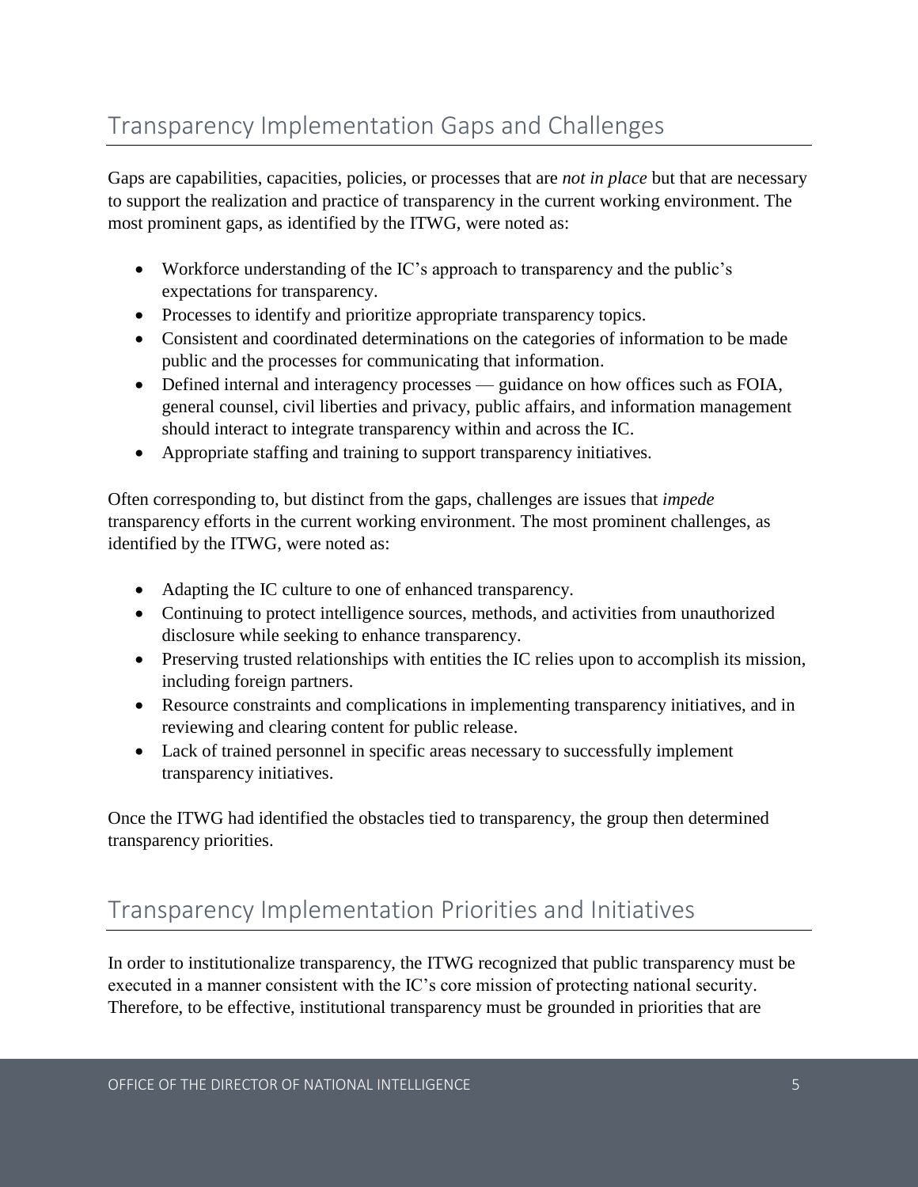## Transparency Implementation Gaps and Challenges

Gaps are capabilities, capacities, policies, or processes that are *not in place* but that are necessary to support the realization and practice of transparency in the current working environment. The most prominent gaps, as identified by the ITWG, were noted as:

- Workforce understanding of the IC's approach to transparency and the public's expectations for transparency.
- Processes to identify and prioritize appropriate transparency topics.
- Consistent and coordinated determinations on the categories of information to be made public and the processes for communicating that information.
- Defined internal and interagency processes — guidance on how offices such as FOIA, general counsel, civil liberties and privacy, public affairs, and information management should interact to integrate transparency within and across the IC.
- Appropriate staffing and training to support transparency initiatives.

Often corresponding to, but distinct from the gaps, challenges are issues that *impede* transparency efforts in the current working environment. The most prominent challenges, as identified by the ITWG, were noted as:

- Adapting the IC culture to one of enhanced transparency.
- Continuing to protect intelligence sources, methods, and activities from unauthorized disclosure while seeking to enhance transparency.
- Preserving trusted relationships with entities the IC relies upon to accomplish its mission, including foreign partners.
- Resource constraints and complications in implementing transparency initiatives, and in reviewing and clearing content for public release.
- Lack of trained personnel in specific areas necessary to successfully implement transparency initiatives.

Once the ITWG had identified the obstacles tied to transparency, the group then determined transparency priorities.

## Transparency Implementation Priorities and Initiatives

In order to institutionalize transparency, the ITWG recognized that public transparency must be executed in a manner consistent with the IC's core mission of protecting national security. Therefore, to be effective, institutional transparency must be grounded in priorities that are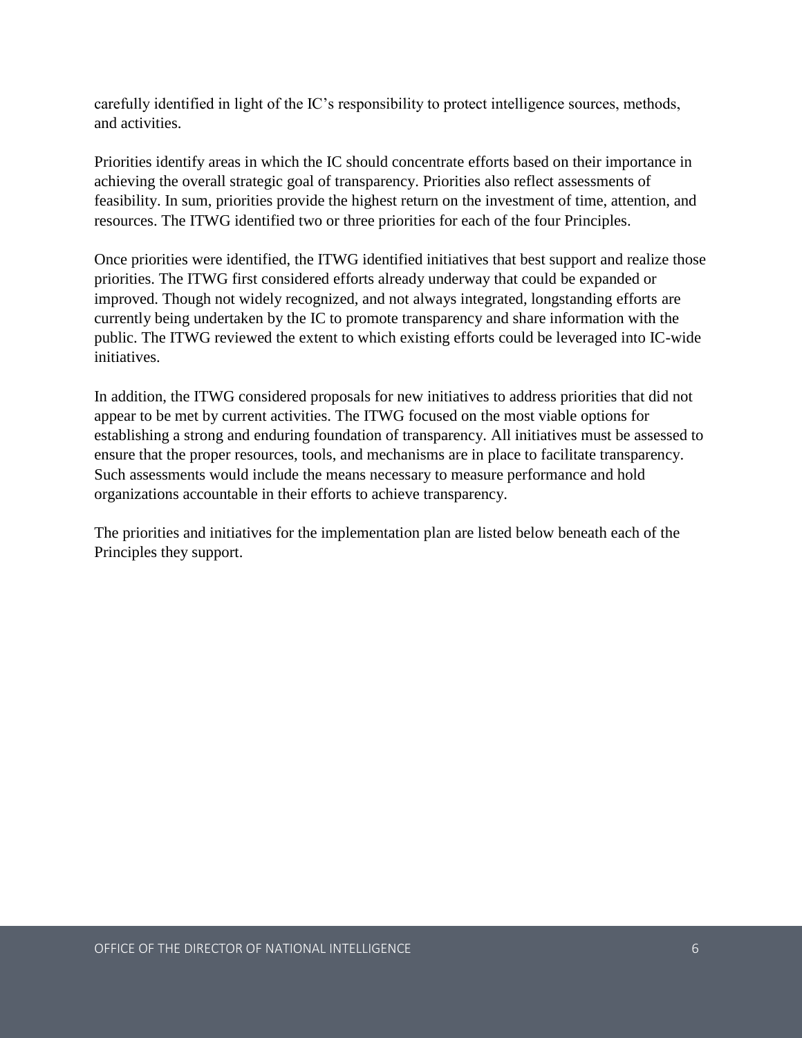carefully identified in light of the IC's responsibility to protect intelligence sources, methods, and activities.

Priorities identify areas in which the IC should concentrate efforts based on their importance in achieving the overall strategic goal of transparency. Priorities also reflect assessments of feasibility. In sum, priorities provide the highest return on the investment of time, attention, and resources. The ITWG identified two or three priorities for each of the four Principles.

Once priorities were identified, the ITWG identified initiatives that best support and realize those priorities. The ITWG first considered efforts already underway that could be expanded or improved. Though not widely recognized, and not always integrated, longstanding efforts are currently being undertaken by the IC to promote transparency and share information with the public. The ITWG reviewed the extent to which existing efforts could be leveraged into IC-wide initiatives.

In addition, the ITWG considered proposals for new initiatives to address priorities that did not appear to be met by current activities. The ITWG focused on the most viable options for establishing a strong and enduring foundation of transparency. All initiatives must be assessed to ensure that the proper resources, tools, and mechanisms are in place to facilitate transparency. Such assessments would include the means necessary to measure performance and hold organizations accountable in their efforts to achieve transparency.

The priorities and initiatives for the implementation plan are listed below beneath each of the Principles they support.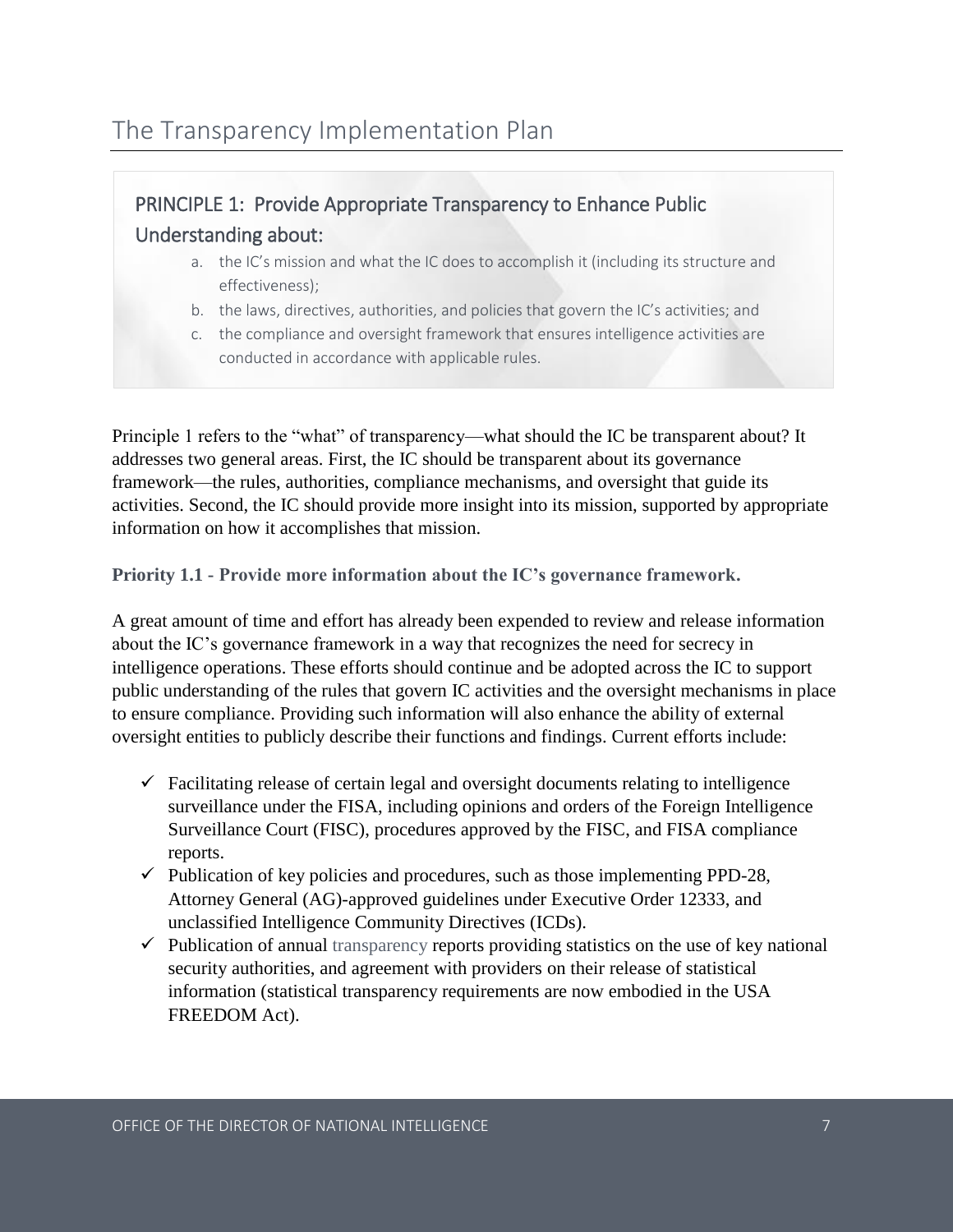# The Transparency Implementation Plan

## PRINCIPLE 1: Provide Appropriate Transparency to Enhance Public Understanding about:

a. the IC's mission and what the IC does to accomplish it (including its structure and effectiveness);
b. the laws, directives, authorities, and policies that govern the IC's activities; and
c. the compliance and oversight framework that ensures intelligence activities are conducted in accordance with applicable rules.

Principle 1 refers to the "what" of transparency—what should the IC be transparent about? It addresses two general areas. First, the IC should be transparent about its governance framework—the rules, authorities, compliance mechanisms, and oversight that guide its activities. Second, the IC should provide more insight into its mission, supported by appropriate information on how it accomplishes that mission.

### Priority 1.1 - Provide more information about the IC's governance framework.

A great amount of time and effort has already been expended to review and release information about the IC's governance framework in a way that recognizes the need for secrecy in intelligence operations. These efforts should continue and be adopted across the IC to support public understanding of the rules that govern IC activities and the oversight mechanisms in place to ensure compliance. Providing such information will also enhance the ability of external oversight entities to publicly describe their functions and findings. Current efforts include:

- ✓ Facilitating release of certain legal and oversight documents relating to intelligence surveillance under the FISA, including opinions and orders of the Foreign Intelligence Surveillance Court (FISC), procedures approved by the FISC, and FISA compliance reports.
- ✓ Publication of key policies and procedures, such as those implementing PPD-28, Attorney General (AG)-approved guidelines under Executive Order 12333, and unclassified Intelligence Community Directives (ICDs).
- ✓ Publication of annual transparency reports providing statistics on the use of key national security authorities, and agreement with providers on their release of statistical information (statistical transparency requirements are now embodied in the USA FREEDOM Act).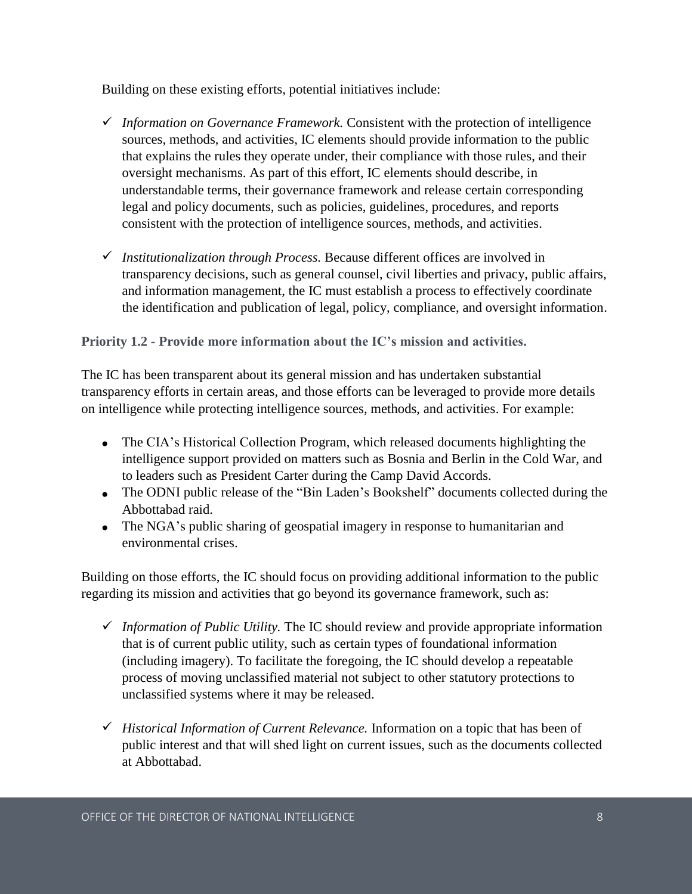Building on these existing efforts, potential initiatives include:

- ✓ *Information on Governance Framework.* Consistent with the protection of intelligence sources, methods, and activities, IC elements should provide information to the public that explains the rules they operate under, their compliance with those rules, and their oversight mechanisms. As part of this effort, IC elements should describe, in understandable terms, their governance framework and release certain corresponding legal and policy documents, such as policies, guidelines, procedures, and reports consistent with the protection of intelligence sources, methods, and activities.

- ✓ *Institutionalization through Process.* Because different offices are involved in transparency decisions, such as general counsel, civil liberties and privacy, public affairs, and information management, the IC must establish a process to effectively coordinate the identification and publication of legal, policy, compliance, and oversight information.

**Priority 1.2 - Provide more information about the IC's mission and activities.**

The IC has been transparent about its general mission and has undertaken substantial transparency efforts in certain areas, and those efforts can be leveraged to provide more details on intelligence while protecting intelligence sources, methods, and activities. For example:

- The CIA's Historical Collection Program, which released documents highlighting the intelligence support provided on matters such as Bosnia and Berlin in the Cold War, and to leaders such as President Carter during the Camp David Accords.
- The ODNI public release of the "Bin Laden's Bookshelf" documents collected during the Abbottabad raid.
- The NGA's public sharing of geospatial imagery in response to humanitarian and environmental crises.

Building on those efforts, the IC should focus on providing additional information to the public regarding its mission and activities that go beyond its governance framework, such as:

- ✓ *Information of Public Utility.* The IC should review and provide appropriate information that is of current public utility, such as certain types of foundational information (including imagery). To facilitate the foregoing, the IC should develop a repeatable process of moving unclassified material not subject to other statutory protections to unclassified systems where it may be released.

- ✓ *Historical Information of Current Relevance.* Information on a topic that has been of public interest and that will shed light on current issues, such as the documents collected at Abbottabad.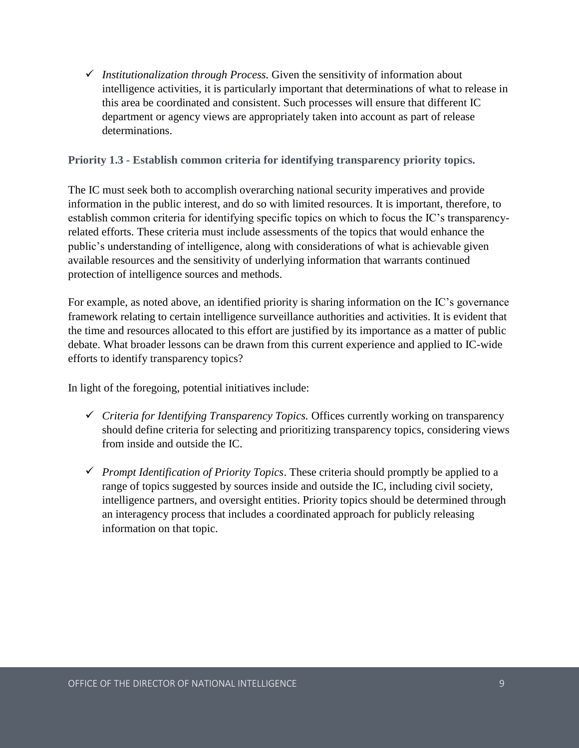- ✓ *Institutionalization through Process.* Given the sensitivity of information about intelligence activities, it is particularly important that determinations of what to release in this area be coordinated and consistent. Such processes will ensure that different IC department or agency views are appropriately taken into account as part of release determinations.

### Priority 1.3 - Establish common criteria for identifying transparency priority topics.

The IC must seek both to accomplish overarching national security imperatives and provide information in the public interest, and do so with limited resources. It is important, therefore, to establish common criteria for identifying specific topics on which to focus the IC's transparency-related efforts. These criteria must include assessments of the topics that would enhance the public's understanding of intelligence, along with considerations of what is achievable given available resources and the sensitivity of underlying information that warrants continued protection of intelligence sources and methods.

For example, as noted above, an identified priority is sharing information on the IC's governance framework relating to certain intelligence surveillance authorities and activities. It is evident that the time and resources allocated to this effort are justified by its importance as a matter of public debate. What broader lessons can be drawn from this current experience and applied to IC-wide efforts to identify transparency topics?

In light of the foregoing, potential initiatives include:

- ✓ *Criteria for Identifying Transparency Topics.* Offices currently working on transparency should define criteria for selecting and prioritizing transparency topics, considering views from inside and outside the IC.

- ✓ *Prompt Identification of Priority Topics*. These criteria should promptly be applied to a range of topics suggested by sources inside and outside the IC, including civil society, intelligence partners, and oversight entities. Priority topics should be determined through an interagency process that includes a coordinated approach for publicly releasing information on that topic.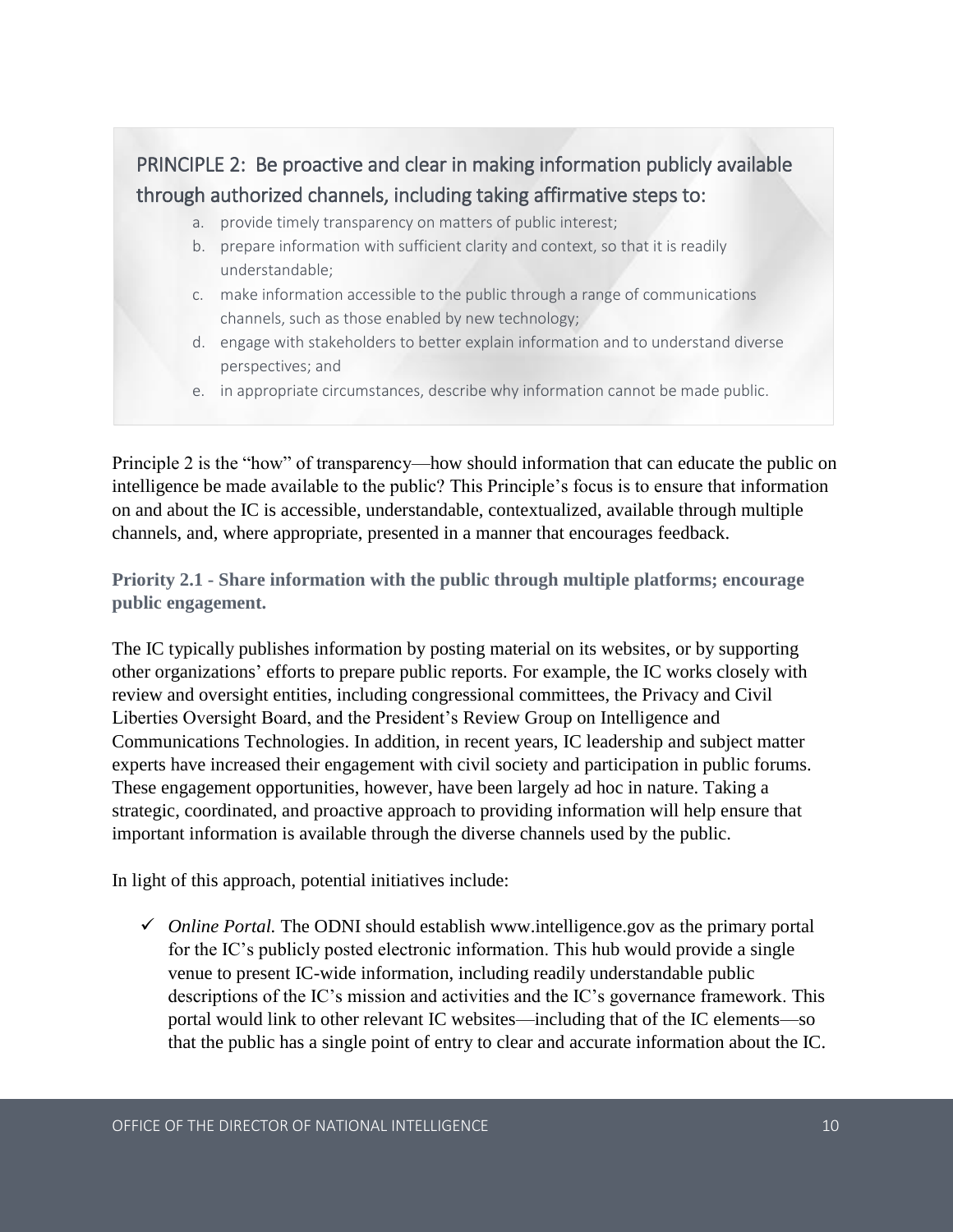## PRINCIPLE 2: Be proactive and clear in making information publicly available through authorized channels, including taking affirmative steps to:

a. provide timely transparency on matters of public interest;
b. prepare information with sufficient clarity and context, so that it is readily understandable;
c. make information accessible to the public through a range of communications channels, such as those enabled by new technology;
d. engage with stakeholders to better explain information and to understand diverse perspectives; and
e. in appropriate circumstances, describe why information cannot be made public.

Principle 2 is the "how" of transparency—how should information that can educate the public on intelligence be made available to the public? This Principle's focus is to ensure that information on and about the IC is accessible, understandable, contextualized, available through multiple channels, and, where appropriate, presented in a manner that encourages feedback.

### Priority 2.1 - Share information with the public through multiple platforms; encourage public engagement.

The IC typically publishes information by posting material on its websites, or by supporting other organizations' efforts to prepare public reports. For example, the IC works closely with review and oversight entities, including congressional committees, the Privacy and Civil Liberties Oversight Board, and the President's Review Group on Intelligence and Communications Technologies. In addition, in recent years, IC leadership and subject matter experts have increased their engagement with civil society and participation in public forums. These engagement opportunities, however, have been largely ad hoc in nature. Taking a strategic, coordinated, and proactive approach to providing information will help ensure that important information is available through the diverse channels used by the public.

In light of this approach, potential initiatives include:

- ✓ *Online Portal.* The ODNI should establish www.intelligence.gov as the primary portal for the IC's publicly posted electronic information. This hub would provide a single venue to present IC-wide information, including readily understandable public descriptions of the IC's mission and activities and the IC's governance framework. This portal would link to other relevant IC websites—including that of the IC elements—so that the public has a single point of entry to clear and accurate information about the IC.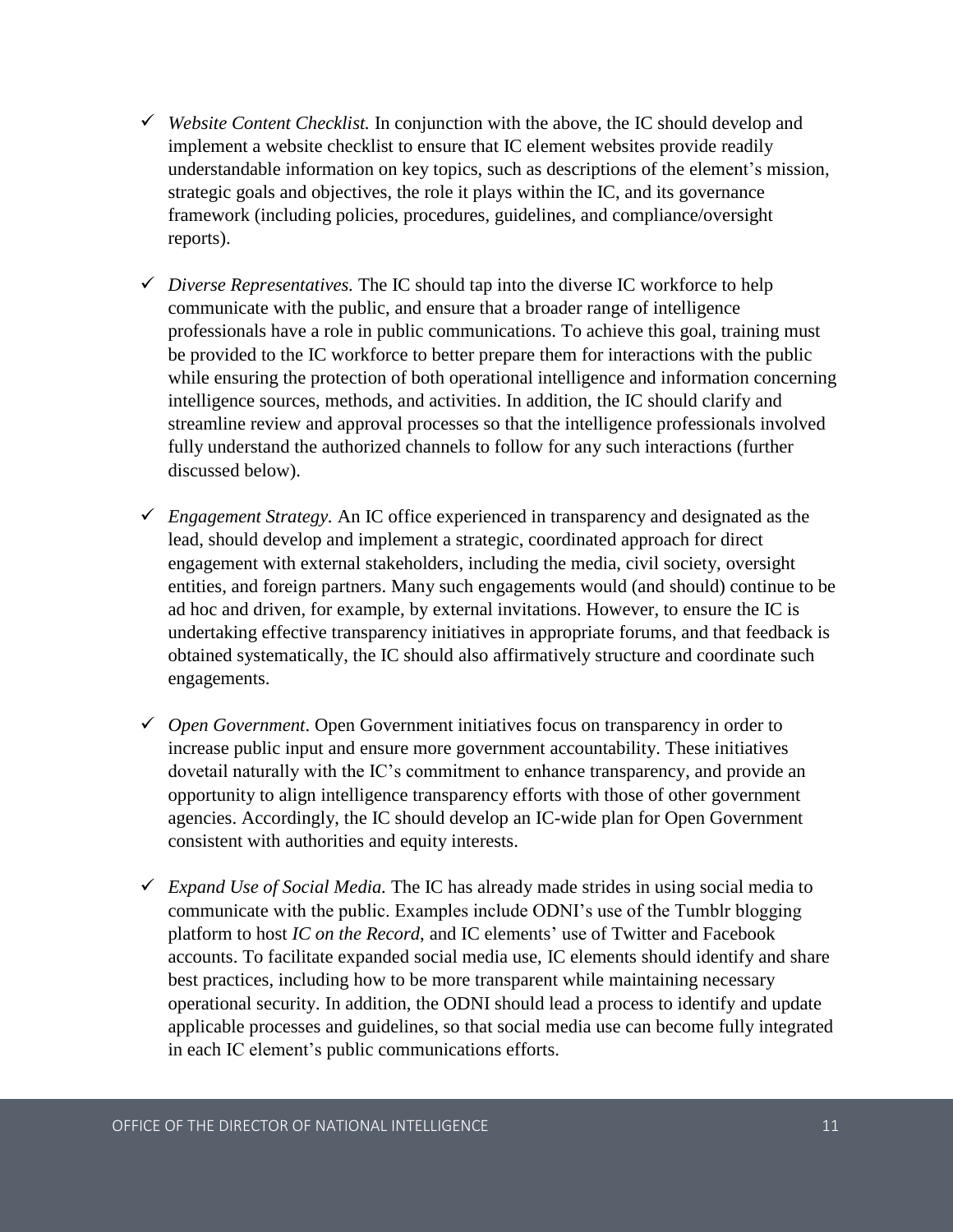- ✓ *Website Content Checklist.* In conjunction with the above, the IC should develop and implement a website checklist to ensure that IC element websites provide readily understandable information on key topics, such as descriptions of the element's mission, strategic goals and objectives, the role it plays within the IC, and its governance framework (including policies, procedures, guidelines, and compliance/oversight reports).

- ✓ *Diverse Representatives.* The IC should tap into the diverse IC workforce to help communicate with the public, and ensure that a broader range of intelligence professionals have a role in public communications. To achieve this goal, training must be provided to the IC workforce to better prepare them for interactions with the public while ensuring the protection of both operational intelligence and information concerning intelligence sources, methods, and activities. In addition, the IC should clarify and streamline review and approval processes so that the intelligence professionals involved fully understand the authorized channels to follow for any such interactions (further discussed below).

- ✓ *Engagement Strategy.* An IC office experienced in transparency and designated as the lead, should develop and implement a strategic, coordinated approach for direct engagement with external stakeholders, including the media, civil society, oversight entities, and foreign partners. Many such engagements would (and should) continue to be ad hoc and driven, for example, by external invitations. However, to ensure the IC is undertaking effective transparency initiatives in appropriate forums, and that feedback is obtained systematically, the IC should also affirmatively structure and coordinate such engagements.

- ✓ *Open Government*. Open Government initiatives focus on transparency in order to increase public input and ensure more government accountability. These initiatives dovetail naturally with the IC's commitment to enhance transparency, and provide an opportunity to align intelligence transparency efforts with those of other government agencies. Accordingly, the IC should develop an IC-wide plan for Open Government consistent with authorities and equity interests.

- ✓ *Expand Use of Social Media.* The IC has already made strides in using social media to communicate with the public. Examples include ODNI's use of the Tumblr blogging platform to host *IC on the Record*, and IC elements' use of Twitter and Facebook accounts. To facilitate expanded social media use, IC elements should identify and share best practices, including how to be more transparent while maintaining necessary operational security. In addition, the ODNI should lead a process to identify and update applicable processes and guidelines, so that social media use can become fully integrated in each IC element's public communications efforts.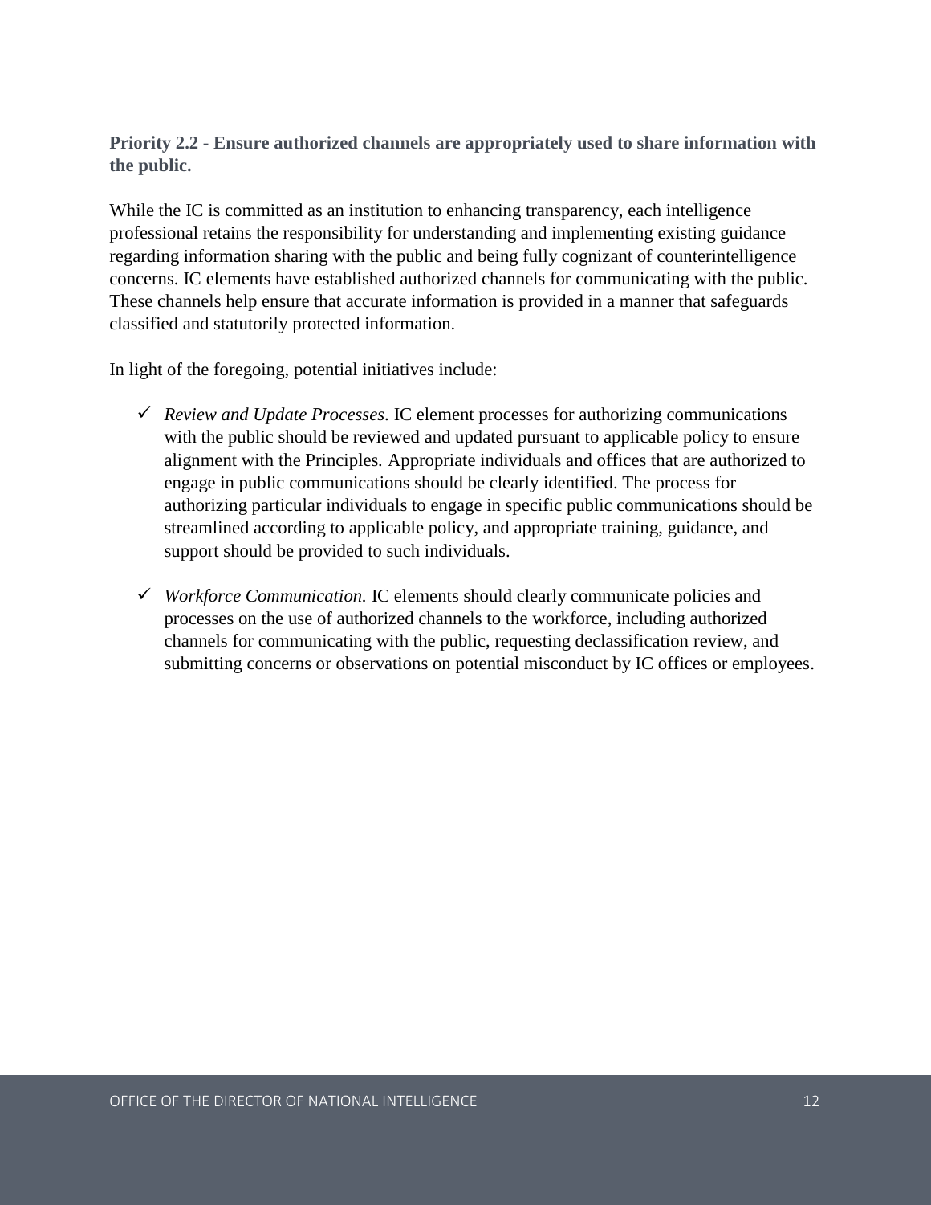### Priority 2.2 - Ensure authorized channels are appropriately used to share information with the public.

While the IC is committed as an institution to enhancing transparency, each intelligence professional retains the responsibility for understanding and implementing existing guidance regarding information sharing with the public and being fully cognizant of counterintelligence concerns. IC elements have established authorized channels for communicating with the public. These channels help ensure that accurate information is provided in a manner that safeguards classified and statutorily protected information.

In light of the foregoing, potential initiatives include:

- ✓ *Review and Update Processes*. IC element processes for authorizing communications with the public should be reviewed and updated pursuant to applicable policy to ensure alignment with the Principles. Appropriate individuals and offices that are authorized to engage in public communications should be clearly identified. The process for authorizing particular individuals to engage in specific public communications should be streamlined according to applicable policy, and appropriate training, guidance, and support should be provided to such individuals.

- ✓ *Workforce Communication.* IC elements should clearly communicate policies and processes on the use of authorized channels to the workforce, including authorized channels for communicating with the public, requesting declassification review, and submitting concerns or observations on potential misconduct by IC offices or employees.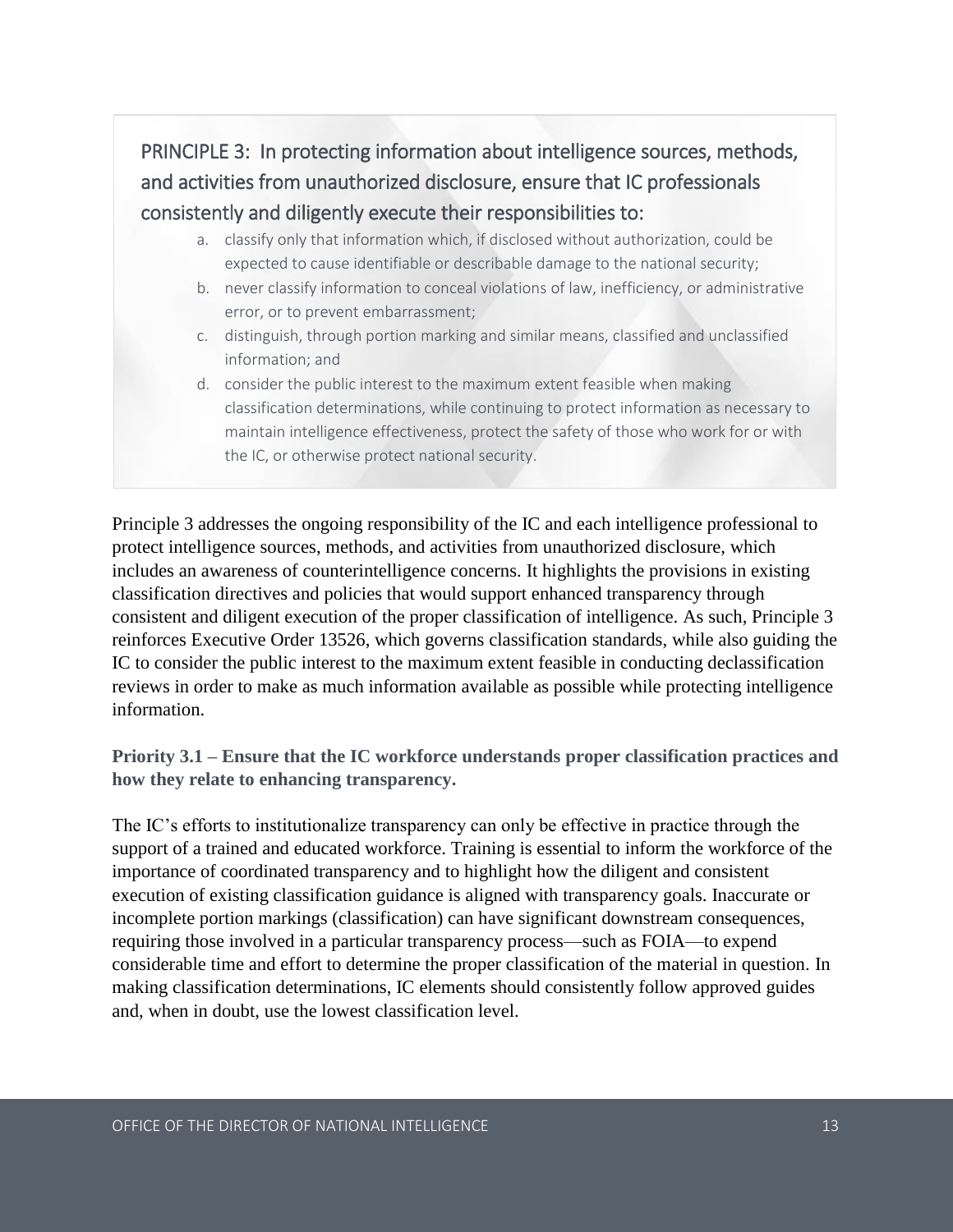## PRINCIPLE 3: In protecting information about intelligence sources, methods, and activities from unauthorized disclosure, ensure that IC professionals consistently and diligently execute their responsibilities to:

a. classify only that information which, if disclosed without authorization, could be expected to cause identifiable or describable damage to the national security;

b. never classify information to conceal violations of law, inefficiency, or administrative error, or to prevent embarrassment;

c. distinguish, through portion marking and similar means, classified and unclassified information; and

d. consider the public interest to the maximum extent feasible when making classification determinations, while continuing to protect information as necessary to maintain intelligence effectiveness, protect the safety of those who work for or with the IC, or otherwise protect national security.

Principle 3 addresses the ongoing responsibility of the IC and each intelligence professional to protect intelligence sources, methods, and activities from unauthorized disclosure, which includes an awareness of counterintelligence concerns. It highlights the provisions in existing classification directives and policies that would support enhanced transparency through consistent and diligent execution of the proper classification of intelligence. As such, Principle 3 reinforces Executive Order 13526, which governs classification standards, while also guiding the IC to consider the public interest to the maximum extent feasible in conducting declassification reviews in order to make as much information available as possible while protecting intelligence information.

### Priority 3.1 – Ensure that the IC workforce understands proper classification practices and how they relate to enhancing transparency.

The IC's efforts to institutionalize transparency can only be effective in practice through the support of a trained and educated workforce. Training is essential to inform the workforce of the importance of coordinated transparency and to highlight how the diligent and consistent execution of existing classification guidance is aligned with transparency goals. Inaccurate or incomplete portion markings (classification) can have significant downstream consequences, requiring those involved in a particular transparency process—such as FOIA—to expend considerable time and effort to determine the proper classification of the material in question. In making classification determinations, IC elements should consistently follow approved guides and, when in doubt, use the lowest classification level.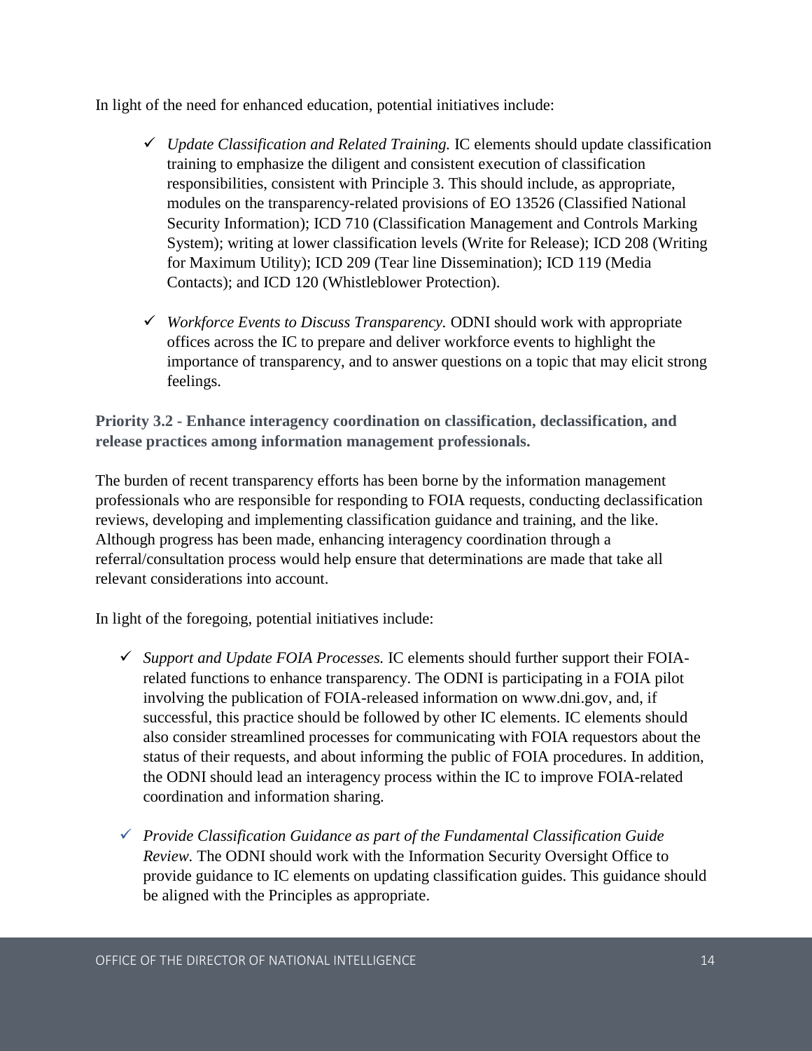In light of the need for enhanced education, potential initiatives include:

- ✓ *Update Classification and Related Training.* IC elements should update classification training to emphasize the diligent and consistent execution of classification responsibilities, consistent with Principle 3. This should include, as appropriate, modules on the transparency-related provisions of EO 13526 (Classified National Security Information); ICD 710 (Classification Management and Controls Marking System); writing at lower classification levels (Write for Release); ICD 208 (Writing for Maximum Utility); ICD 209 (Tear line Dissemination); ICD 119 (Media Contacts); and ICD 120 (Whistleblower Protection).

- ✓ *Workforce Events to Discuss Transparency.* ODNI should work with appropriate offices across the IC to prepare and deliver workforce events to highlight the importance of transparency, and to answer questions on a topic that may elicit strong feelings.

**Priority 3.2 - Enhance interagency coordination on classification, declassification, and release practices among information management professionals.**

The burden of recent transparency efforts has been borne by the information management professionals who are responsible for responding to FOIA requests, conducting declassification reviews, developing and implementing classification guidance and training, and the like. Although progress has been made, enhancing interagency coordination through a referral/consultation process would help ensure that determinations are made that take all relevant considerations into account.

In light of the foregoing, potential initiatives include:

- ✓ *Support and Update FOIA Processes.* IC elements should further support their FOIA-related functions to enhance transparency. The ODNI is participating in a FOIA pilot involving the publication of FOIA-released information on www.dni.gov, and, if successful, this practice should be followed by other IC elements. IC elements should also consider streamlined processes for communicating with FOIA requestors about the status of their requests, and about informing the public of FOIA procedures. In addition, the ODNI should lead an interagency process within the IC to improve FOIA-related coordination and information sharing.

- ✓ *Provide Classification Guidance as part of the Fundamental Classification Guide Review.* The ODNI should work with the Information Security Oversight Office to provide guidance to IC elements on updating classification guides. This guidance should be aligned with the Principles as appropriate.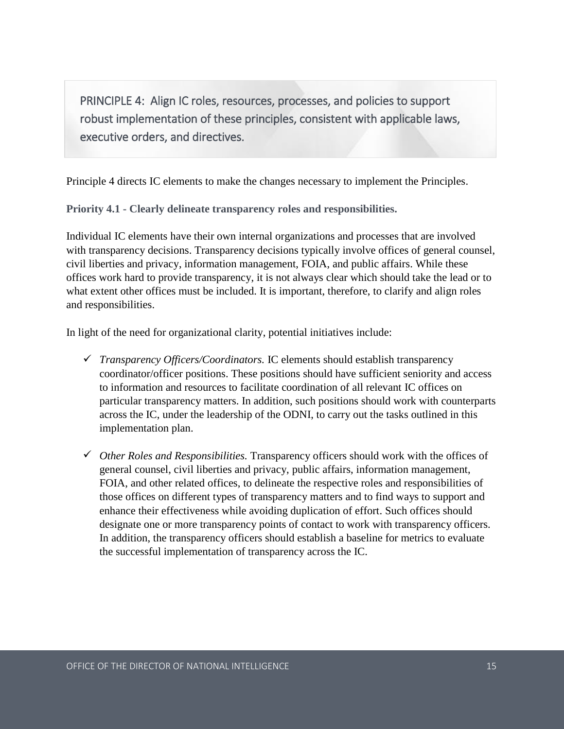## PRINCIPLE 4: Align IC roles, resources, processes, and policies to support robust implementation of these principles, consistent with applicable laws, executive orders, and directives.

Principle 4 directs IC elements to make the changes necessary to implement the Principles.

### Priority 4.1 - Clearly delineate transparency roles and responsibilities.

Individual IC elements have their own internal organizations and processes that are involved with transparency decisions. Transparency decisions typically involve offices of general counsel, civil liberties and privacy, information management, FOIA, and public affairs. While these offices work hard to provide transparency, it is not always clear which should take the lead or to what extent other offices must be included. It is important, therefore, to clarify and align roles and responsibilities.

In light of the need for organizational clarity, potential initiatives include:

- ✓ *Transparency Officers/Coordinators.* IC elements should establish transparency coordinator/officer positions. These positions should have sufficient seniority and access to information and resources to facilitate coordination of all relevant IC offices on particular transparency matters. In addition, such positions should work with counterparts across the IC, under the leadership of the ODNI, to carry out the tasks outlined in this implementation plan.

- ✓ *Other Roles and Responsibilities.* Transparency officers should work with the offices of general counsel, civil liberties and privacy, public affairs, information management, FOIA, and other related offices, to delineate the respective roles and responsibilities of those offices on different types of transparency matters and to find ways to support and enhance their effectiveness while avoiding duplication of effort. Such offices should designate one or more transparency points of contact to work with transparency officers. In addition, the transparency officers should establish a baseline for metrics to evaluate the successful implementation of transparency across the IC.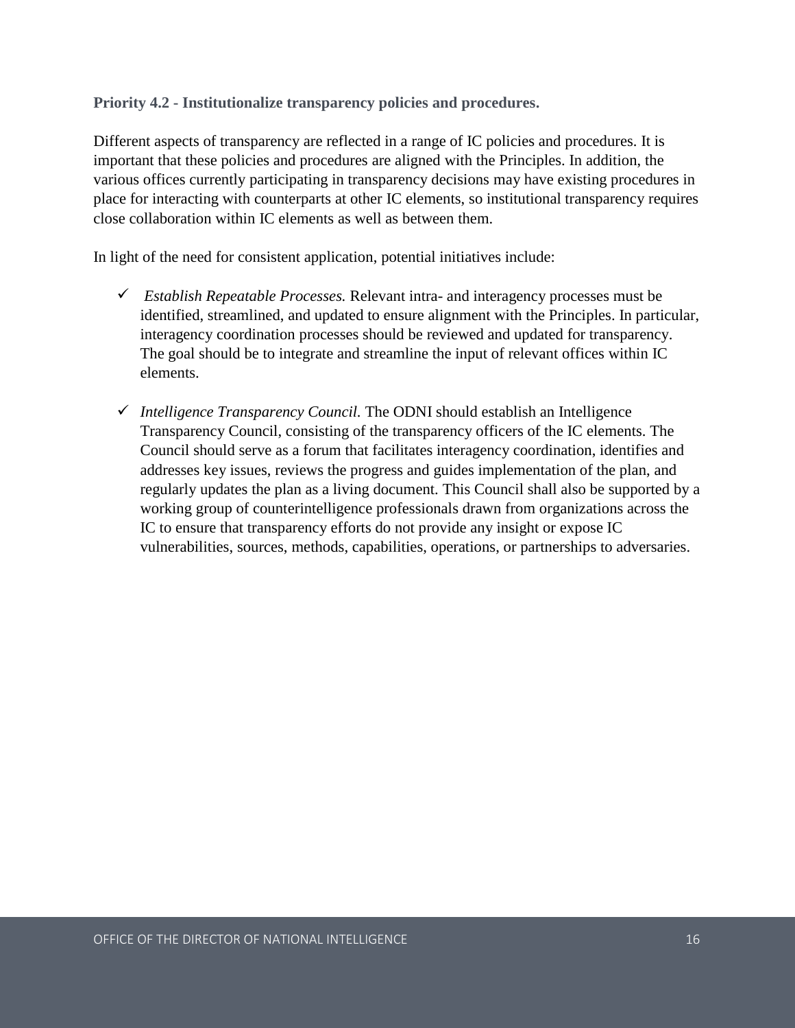### Priority 4.2 - Institutionalize transparency policies and procedures.

Different aspects of transparency are reflected in a range of IC policies and procedures. It is important that these policies and procedures are aligned with the Principles. In addition, the various offices currently participating in transparency decisions may have existing procedures in place for interacting with counterparts at other IC elements, so institutional transparency requires close collaboration within IC elements as well as between them.

In light of the need for consistent application, potential initiatives include:

- ✓ *Establish Repeatable Processes.* Relevant intra- and interagency processes must be identified, streamlined, and updated to ensure alignment with the Principles. In particular, interagency coordination processes should be reviewed and updated for transparency. The goal should be to integrate and streamline the input of relevant offices within IC elements.

- ✓ *Intelligence Transparency Council.* The ODNI should establish an Intelligence Transparency Council, consisting of the transparency officers of the IC elements. The Council should serve as a forum that facilitates interagency coordination, identifies and addresses key issues, reviews the progress and guides implementation of the plan, and regularly updates the plan as a living document. This Council shall also be supported by a working group of counterintelligence professionals drawn from organizations across the IC to ensure that transparency efforts do not provide any insight or expose IC vulnerabilities, sources, methods, capabilities, operations, or partnerships to adversaries.